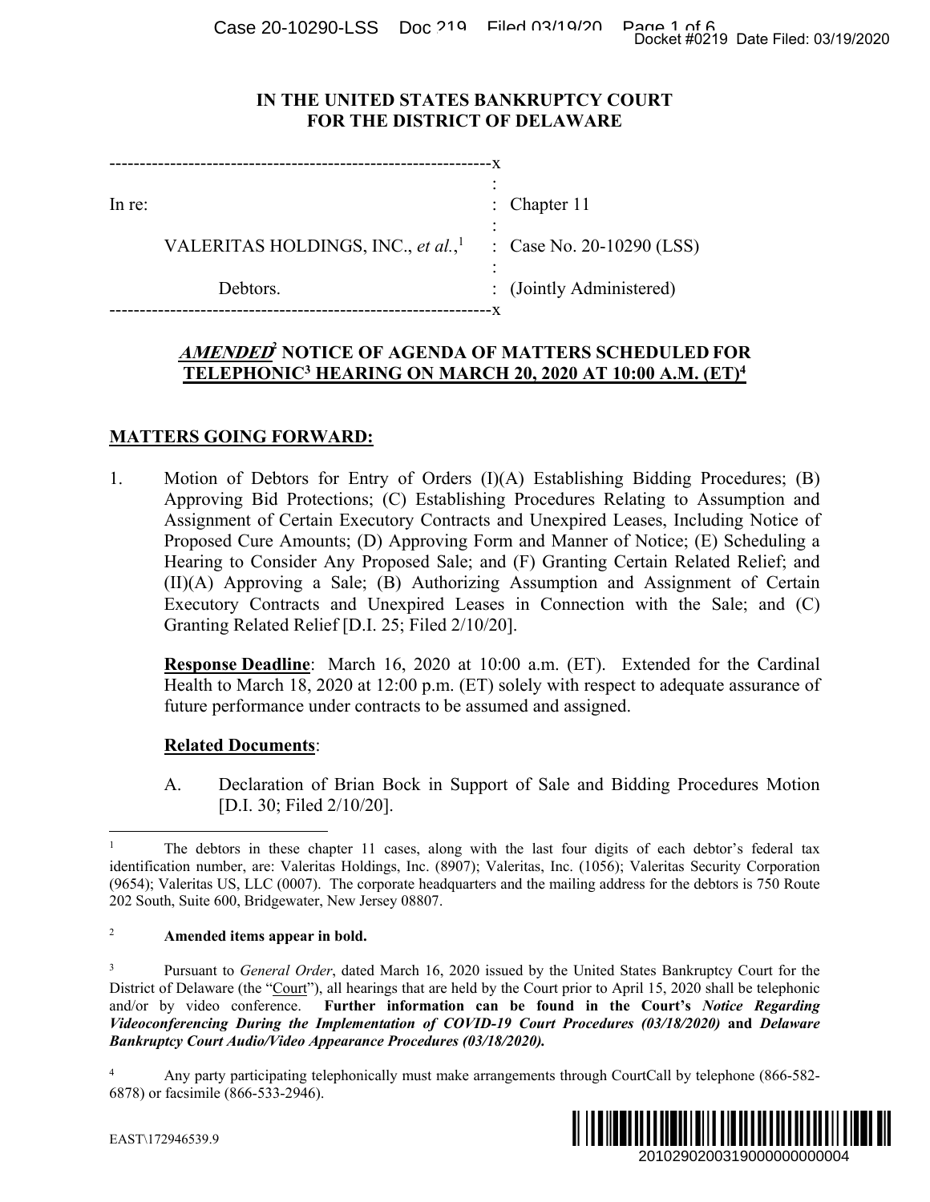# IN THE UNITED STATES BANKRUPTCY COURT FOR THE DISTRICT OF DELAWARE

| | | |
|---|---|---|
| In re: | : | Chapter 11 |
| VALERITAS HOLDINGS, INC., *et al.*,[1] | : | Case No. 20-10290 (LSS) |
| Debtors. | : | (Jointly Administered) |

## ***AMENDED***[2] NOTICE OF AGENDA OF MATTERS SCHEDULED FOR TELEPHONIC[3] HEARING ON MARCH 20, 2020 AT 10:00 A.M. (ET)[4]

**MATTERS GOING FORWARD:**

1. Motion of Debtors for Entry of Orders (I)(A) Establishing Bidding Procedures; (B) Approving Bid Protections; (C) Establishing Procedures Relating to Assumption and Assignment of Certain Executory Contracts and Unexpired Leases, Including Notice of Proposed Cure Amounts; (D) Approving Form and Manner of Notice; (E) Scheduling a Hearing to Consider Any Proposed Sale; and (F) Granting Certain Related Relief; and (II)(A) Approving a Sale; (B) Authorizing Assumption and Assignment of Certain Executory Contracts and Unexpired Leases in Connection with the Sale; and (C) Granting Related Relief [D.I. 25; Filed 2/10/20].

   **Response Deadline**: March 16, 2020 at 10:00 a.m. (ET). Extended for the Cardinal Health to March 18, 2020 at 12:00 p.m. (ET) solely with respect to adequate assurance of future performance under contracts to be assumed and assigned.

   **Related Documents**:

   A. Declaration of Brian Bock in Support of Sale and Bidding Procedures Motion [D.I. 30; Filed 2/10/20].

---

[1] The debtors in these chapter 11 cases, along with the last four digits of each debtor's federal tax identification number, are: Valeritas Holdings, Inc. (8907); Valeritas, Inc. (1056); Valeritas Security Corporation (9654); Valeritas US, LLC (0007). The corporate headquarters and the mailing address for the debtors is 750 Route 202 South, Suite 600, Bridgewater, New Jersey 08807.

[2] **Amended items appear in bold.**

[3] Pursuant to *General Order*, dated March 16, 2020 issued by the United States Bankruptcy Court for the District of Delaware (the "Court"), all hearings that are held by the Court prior to April 15, 2020 shall be telephonic and/or by video conference. **Further information can be found in the Court's *Notice Regarding Videoconferencing During the Implementation of COVID-19 Court Procedures (03/18/2020)* and *Delaware Bankruptcy Court Audio/Video Appearance Procedures (03/18/2020).***

[4] Any party participating telephonically must make arrangements through CourtCall by telephone (866-582-6878) or facsimile (866-533-2946).

EAST\172946539.9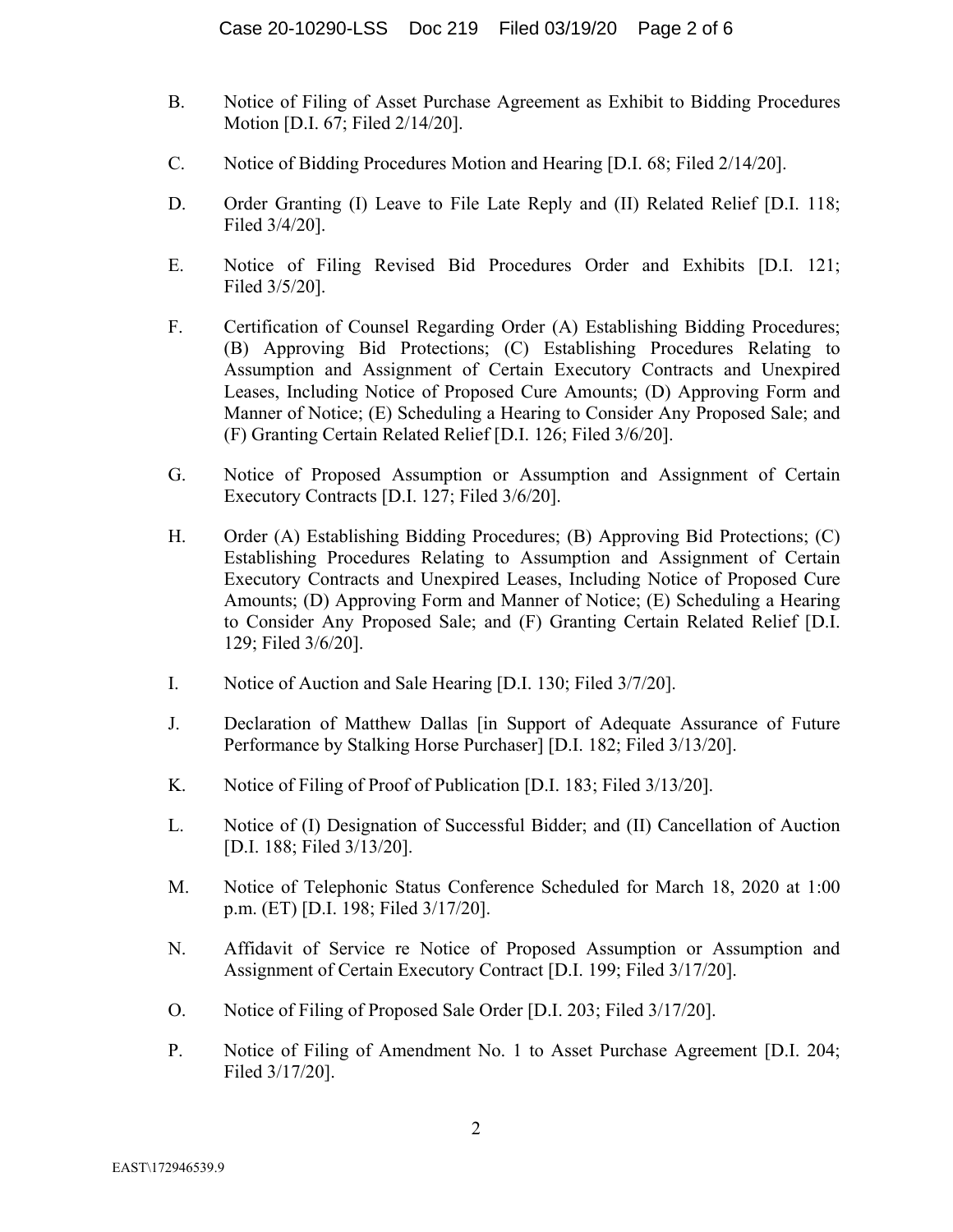B. Notice of Filing of Asset Purchase Agreement as Exhibit to Bidding Procedures Motion [D.I. 67; Filed 2/14/20].

C. Notice of Bidding Procedures Motion and Hearing [D.I. 68; Filed 2/14/20].

D. Order Granting (I) Leave to File Late Reply and (II) Related Relief [D.I. 118; Filed 3/4/20].

E. Notice of Filing Revised Bid Procedures Order and Exhibits [D.I. 121; Filed 3/5/20].

F. Certification of Counsel Regarding Order (A) Establishing Bidding Procedures; (B) Approving Bid Protections; (C) Establishing Procedures Relating to Assumption and Assignment of Certain Executory Contracts and Unexpired Leases, Including Notice of Proposed Cure Amounts; (D) Approving Form and Manner of Notice; (E) Scheduling a Hearing to Consider Any Proposed Sale; and (F) Granting Certain Related Relief [D.I. 126; Filed 3/6/20].

G. Notice of Proposed Assumption or Assumption and Assignment of Certain Executory Contracts [D.I. 127; Filed 3/6/20].

H. Order (A) Establishing Bidding Procedures; (B) Approving Bid Protections; (C) Establishing Procedures Relating to Assumption and Assignment of Certain Executory Contracts and Unexpired Leases, Including Notice of Proposed Cure Amounts; (D) Approving Form and Manner of Notice; (E) Scheduling a Hearing to Consider Any Proposed Sale; and (F) Granting Certain Related Relief [D.I. 129; Filed 3/6/20].

I. Notice of Auction and Sale Hearing [D.I. 130; Filed 3/7/20].

J. Declaration of Matthew Dallas [in Support of Adequate Assurance of Future Performance by Stalking Horse Purchaser] [D.I. 182; Filed 3/13/20].

K. Notice of Filing of Proof of Publication [D.I. 183; Filed 3/13/20].

L. Notice of (I) Designation of Successful Bidder; and (II) Cancellation of Auction [D.I. 188; Filed 3/13/20].

M. Notice of Telephonic Status Conference Scheduled for March 18, 2020 at 1:00 p.m. (ET) [D.I. 198; Filed 3/17/20].

N. Affidavit of Service re Notice of Proposed Assumption or Assumption and Assignment of Certain Executory Contract [D.I. 199; Filed 3/17/20].

O. Notice of Filing of Proposed Sale Order [D.I. 203; Filed 3/17/20].

P. Notice of Filing of Amendment No. 1 to Asset Purchase Agreement [D.I. 204; Filed 3/17/20].

EAST\172946539.9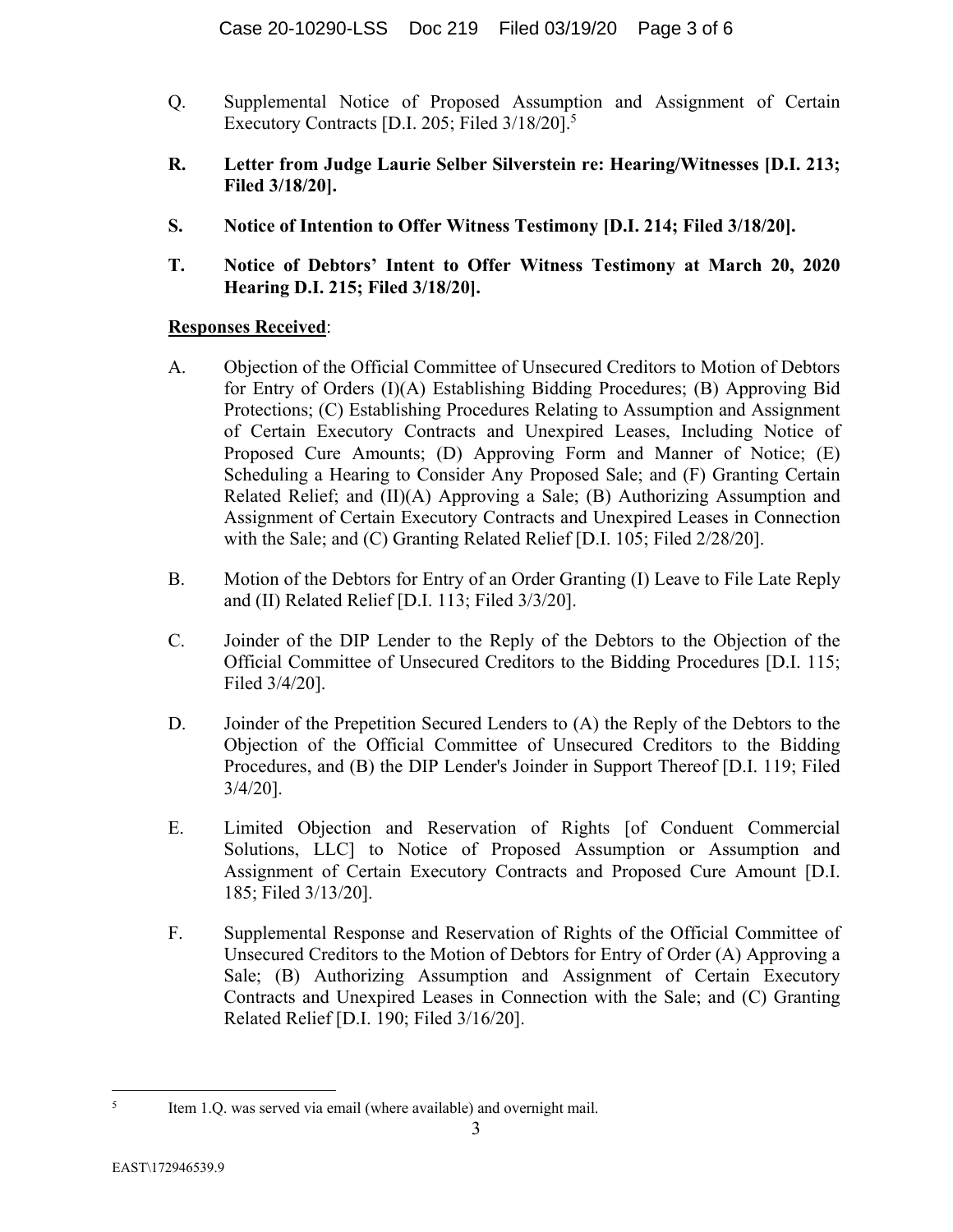Q. Supplemental Notice of Proposed Assumption and Assignment of Certain Executory Contracts [D.I. 205; Filed 3/18/20].[5]

**R. Letter from Judge Laurie Selber Silverstein re: Hearing/Witnesses [D.I. 213; Filed 3/18/20].**

**S. Notice of Intention to Offer Witness Testimony [D.I. 214; Filed 3/18/20].**

**T. Notice of Debtors' Intent to Offer Witness Testimony at March 20, 2020 Hearing D.I. 215; Filed 3/18/20].**

<u>**Responses Received**</u>:

A. Objection of the Official Committee of Unsecured Creditors to Motion of Debtors for Entry of Orders (I)(A) Establishing Bidding Procedures; (B) Approving Bid Protections; (C) Establishing Procedures Relating to Assumption and Assignment of Certain Executory Contracts and Unexpired Leases, Including Notice of Proposed Cure Amounts; (D) Approving Form and Manner of Notice; (E) Scheduling a Hearing to Consider Any Proposed Sale; and (F) Granting Certain Related Relief; and (II)(A) Approving a Sale; (B) Authorizing Assumption and Assignment of Certain Executory Contracts and Unexpired Leases in Connection with the Sale; and (C) Granting Related Relief [D.I. 105; Filed 2/28/20].

B. Motion of the Debtors for Entry of an Order Granting (I) Leave to File Late Reply and (II) Related Relief [D.I. 113; Filed 3/3/20].

C. Joinder of the DIP Lender to the Reply of the Debtors to the Objection of the Official Committee of Unsecured Creditors to the Bidding Procedures [D.I. 115; Filed 3/4/20].

D. Joinder of the Prepetition Secured Lenders to (A) the Reply of the Debtors to the Objection of the Official Committee of Unsecured Creditors to the Bidding Procedures, and (B) the DIP Lender's Joinder in Support Thereof [D.I. 119; Filed 3/4/20].

E. Limited Objection and Reservation of Rights [of Conduent Commercial Solutions, LLC] to Notice of Proposed Assumption or Assumption and Assignment of Certain Executory Contracts and Proposed Cure Amount [D.I. 185; Filed 3/13/20].

F. Supplemental Response and Reservation of Rights of the Official Committee of Unsecured Creditors to the Motion of Debtors for Entry of Order (A) Approving a Sale; (B) Authorizing Assumption and Assignment of Certain Executory Contracts and Unexpired Leases in Connection with the Sale; and (C) Granting Related Relief [D.I. 190; Filed 3/16/20].

---

[5] Item 1.Q. was served via email (where available) and overnight mail.

EAST\172946539.9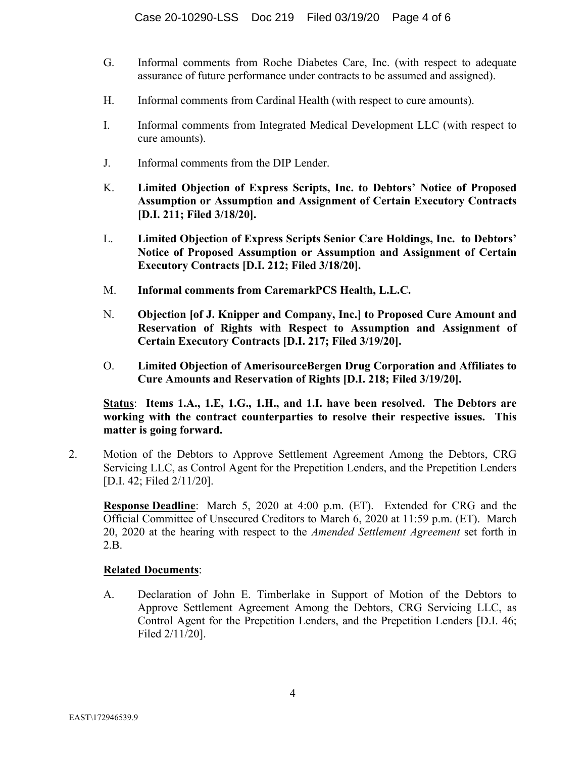G. Informal comments from Roche Diabetes Care, Inc. (with respect to adequate assurance of future performance under contracts to be assumed and assigned).

H. Informal comments from Cardinal Health (with respect to cure amounts).

I. Informal comments from Integrated Medical Development LLC (with respect to cure amounts).

J. Informal comments from the DIP Lender.

K. **Limited Objection of Express Scripts, Inc. to Debtors' Notice of Proposed Assumption or Assumption and Assignment of Certain Executory Contracts [D.I. 211; Filed 3/18/20].**

L. **Limited Objection of Express Scripts Senior Care Holdings, Inc. to Debtors' Notice of Proposed Assumption or Assumption and Assignment of Certain Executory Contracts [D.I. 212; Filed 3/18/20].**

M. **Informal comments from CaremarkPCS Health, L.L.C.**

N. **Objection [of J. Knipper and Company, Inc.] to Proposed Cure Amount and Reservation of Rights with Respect to Assumption and Assignment of Certain Executory Contracts [D.I. 217; Filed 3/19/20].**

O. **Limited Objection of AmerisourceBergen Drug Corporation and Affiliates to Cure Amounts and Reservation of Rights [D.I. 218; Filed 3/19/20].**

**Status**: **Items 1.A., 1.E, 1.G., 1.H., and 1.I. have been resolved. The Debtors are working with the contract counterparties to resolve their respective issues. This matter is going forward.**

2. Motion of the Debtors to Approve Settlement Agreement Among the Debtors, CRG Servicing LLC, as Control Agent for the Prepetition Lenders, and the Prepetition Lenders [D.I. 42; Filed 2/11/20].

**Response Deadline**: March 5, 2020 at 4:00 p.m. (ET). Extended for CRG and the Official Committee of Unsecured Creditors to March 6, 2020 at 11:59 p.m. (ET). March 20, 2020 at the hearing with respect to the *Amended Settlement Agreement* set forth in 2.B.

**Related Documents**:

A. Declaration of John E. Timberlake in Support of Motion of the Debtors to Approve Settlement Agreement Among the Debtors, CRG Servicing LLC, as Control Agent for the Prepetition Lenders, and the Prepetition Lenders [D.I. 46; Filed 2/11/20].

EAST\172946539.9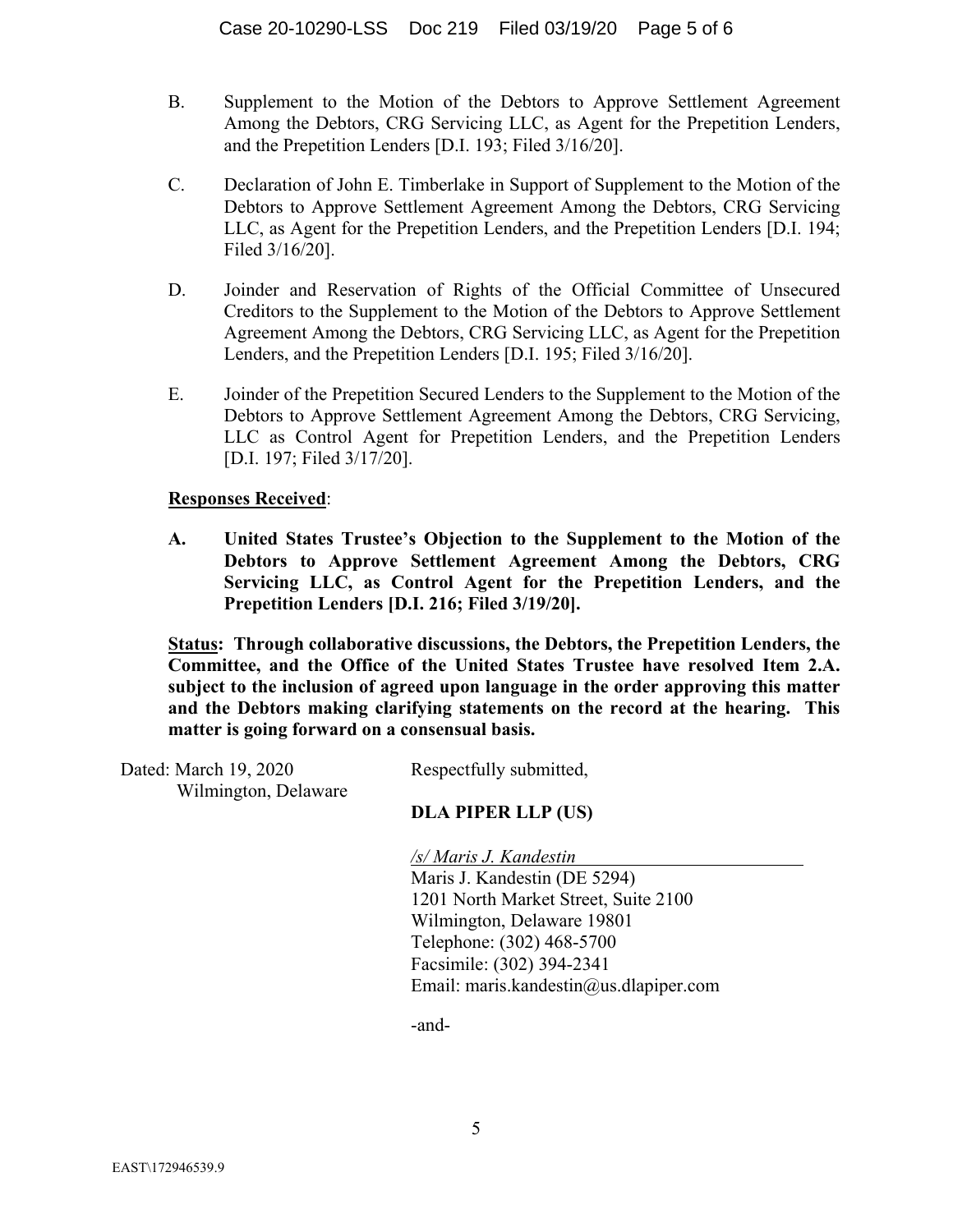B. Supplement to the Motion of the Debtors to Approve Settlement Agreement Among the Debtors, CRG Servicing LLC, as Agent for the Prepetition Lenders, and the Prepetition Lenders [D.I. 193; Filed 3/16/20].

C. Declaration of John E. Timberlake in Support of Supplement to the Motion of the Debtors to Approve Settlement Agreement Among the Debtors, CRG Servicing LLC, as Agent for the Prepetition Lenders, and the Prepetition Lenders [D.I. 194; Filed 3/16/20].

D. Joinder and Reservation of Rights of the Official Committee of Unsecured Creditors to the Supplement to the Motion of the Debtors to Approve Settlement Agreement Among the Debtors, CRG Servicing LLC, as Agent for the Prepetition Lenders, and the Prepetition Lenders [D.I. 195; Filed 3/16/20].

E. Joinder of the Prepetition Secured Lenders to the Supplement to the Motion of the Debtors to Approve Settlement Agreement Among the Debtors, CRG Servicing, LLC as Control Agent for Prepetition Lenders, and the Prepetition Lenders [D.I. 197; Filed 3/17/20].

**Responses Received**:

**A. United States Trustee's Objection to the Supplement to the Motion of the Debtors to Approve Settlement Agreement Among the Debtors, CRG Servicing LLC, as Control Agent for the Prepetition Lenders, and the Prepetition Lenders [D.I. 216; Filed 3/19/20].**

**Status: Through collaborative discussions, the Debtors, the Prepetition Lenders, the Committee, and the Office of the United States Trustee have resolved Item 2.A. subject to the inclusion of agreed upon language in the order approving this matter and the Debtors making clarifying statements on the record at the hearing. This matter is going forward on a consensual basis.**

Dated: March 19, 2020
Wilmington, Delaware

Respectfully submitted,

**DLA PIPER LLP (US)**

*/s/ Maris J. Kandestin*
Maris J. Kandestin (DE 5294)
1201 North Market Street, Suite 2100
Wilmington, Delaware 19801
Telephone: (302) 468-5700
Facsimile: (302) 394-2341
Email: maris.kandestin@us.dlapiper.com

-and-

EAST\172946539.9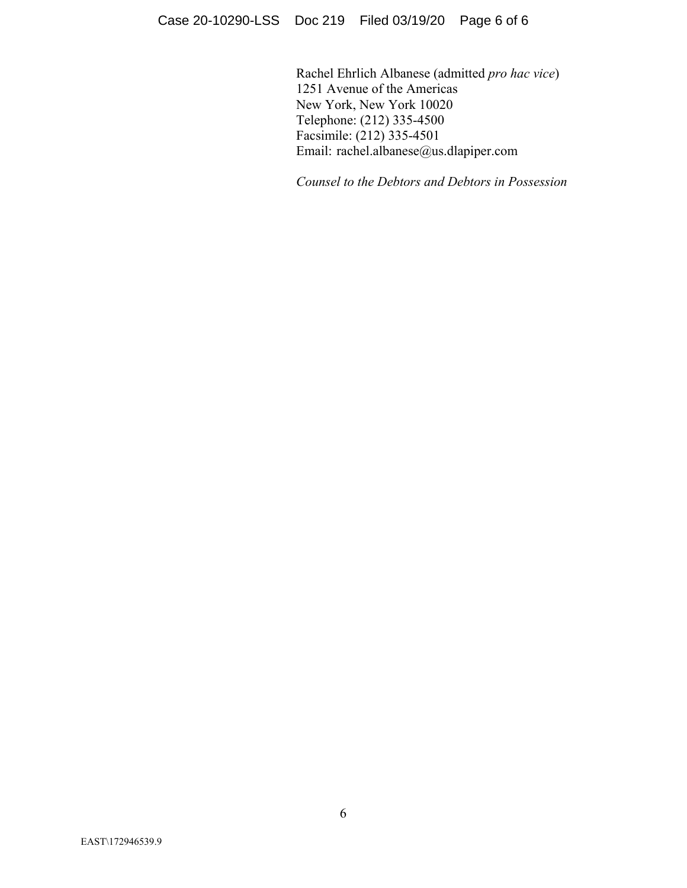Rachel Ehrlich Albanese (admitted *pro hac vice*)
1251 Avenue of the Americas
New York, New York 10020
Telephone: (212) 335-4500
Facsimile: (212) 335-4501
Email: rachel.albanese@us.dlapiper.com

*Counsel to the Debtors and Debtors in Possession*

EAST\172946539.9